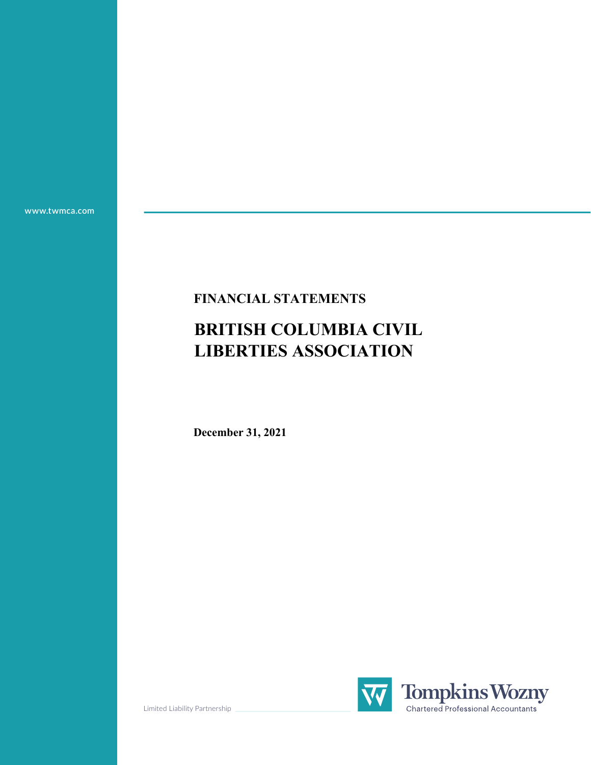www.twmca.com

# FINANCIAL STATEMENTS

# BRITISH COLUMBIA CIVIL LIBERTIES ASSOCIATION

**December 31, 2021**

Limited Liability Partnership

Tompkins Wozny
Chartered Professional Accountants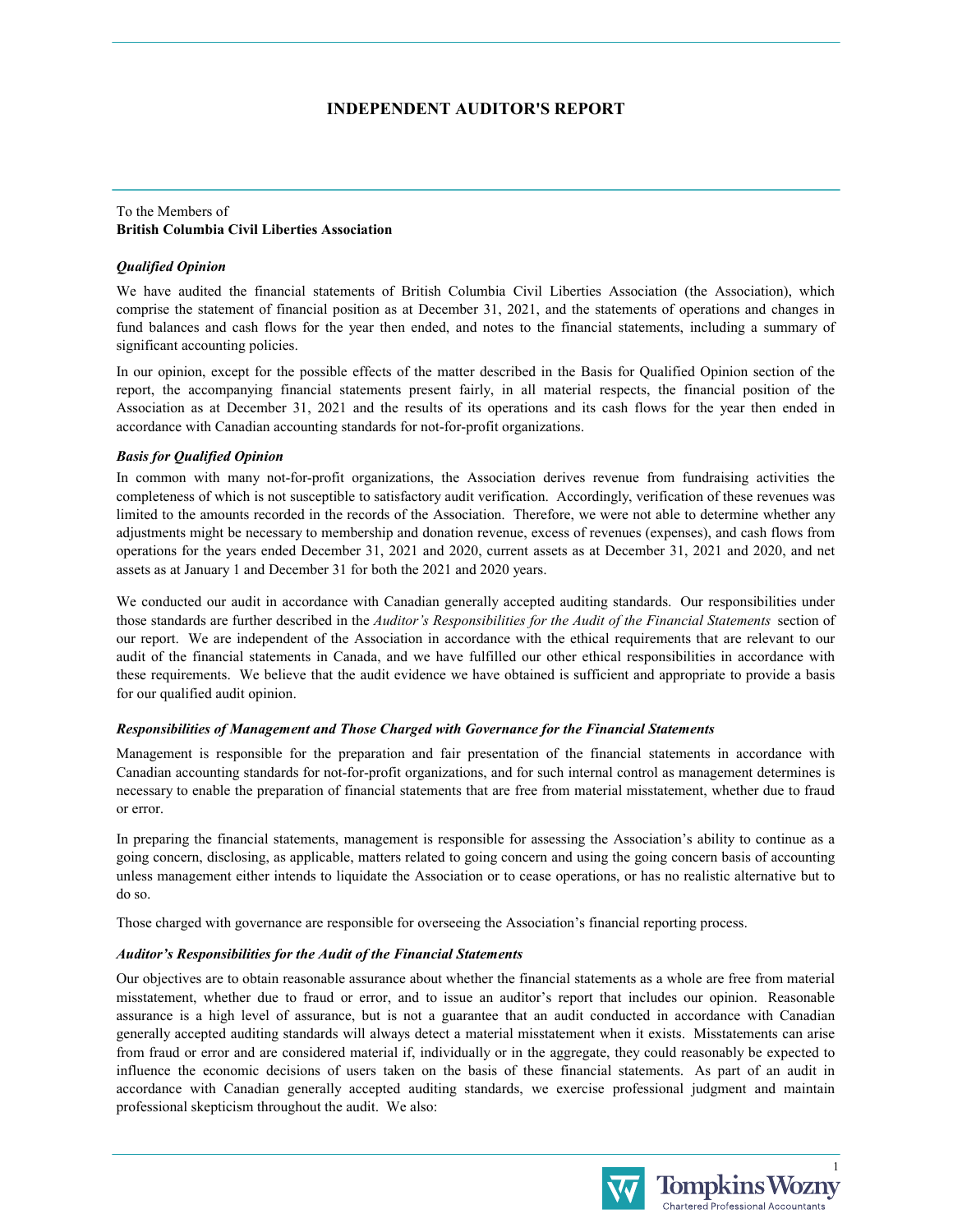# INDEPENDENT AUDITOR'S REPORT

To the Members of
**British Columbia Civil Liberties Association**

***Qualified Opinion***

We have audited the financial statements of British Columbia Civil Liberties Association (the Association), which comprise the statement of financial position as at December 31, 2021, and the statements of operations and changes in fund balances and cash flows for the year then ended, and notes to the financial statements, including a summary of significant accounting policies.

In our opinion, except for the possible effects of the matter described in the Basis for Qualified Opinion section of the report, the accompanying financial statements present fairly, in all material respects, the financial position of the Association as at December 31, 2021 and the results of its operations and its cash flows for the year then ended in accordance with Canadian accounting standards for not-for-profit organizations.

***Basis for Qualified Opinion***

In common with many not-for-profit organizations, the Association derives revenue from fundraising activities the completeness of which is not susceptible to satisfactory audit verification. Accordingly, verification of these revenues was limited to the amounts recorded in the records of the Association. Therefore, we were not able to determine whether any adjustments might be necessary to membership and donation revenue, excess of revenues (expenses), and cash flows from operations for the years ended December 31, 2021 and 2020, current assets as at December 31, 2021 and 2020, and net assets as at January 1 and December 31 for both the 2021 and 2020 years.

We conducted our audit in accordance with Canadian generally accepted auditing standards. Our responsibilities under those standards are further described in the *Auditor's Responsibilities for the Audit of the Financial Statements* section of our report. We are independent of the Association in accordance with the ethical requirements that are relevant to our audit of the financial statements in Canada, and we have fulfilled our other ethical responsibilities in accordance with these requirements. We believe that the audit evidence we have obtained is sufficient and appropriate to provide a basis for our qualified audit opinion.

***Responsibilities of Management and Those Charged with Governance for the Financial Statements***

Management is responsible for the preparation and fair presentation of the financial statements in accordance with Canadian accounting standards for not-for-profit organizations, and for such internal control as management determines is necessary to enable the preparation of financial statements that are free from material misstatement, whether due to fraud or error.

In preparing the financial statements, management is responsible for assessing the Association's ability to continue as a going concern, disclosing, as applicable, matters related to going concern and using the going concern basis of accounting unless management either intends to liquidate the Association or to cease operations, or has no realistic alternative but to do so.

Those charged with governance are responsible for overseeing the Association's financial reporting process.

***Auditor's Responsibilities for the Audit of the Financial Statements***

Our objectives are to obtain reasonable assurance about whether the financial statements as a whole are free from material misstatement, whether due to fraud or error, and to issue an auditor's report that includes our opinion. Reasonable assurance is a high level of assurance, but is not a guarantee that an audit conducted in accordance with Canadian generally accepted auditing standards will always detect a material misstatement when it exists. Misstatements can arise from fraud or error and are considered material if, individually or in the aggregate, they could reasonably be expected to influence the economic decisions of users taken on the basis of these financial statements. As part of an audit in accordance with Canadian generally accepted auditing standards, we exercise professional judgment and maintain professional skepticism throughout the audit. We also: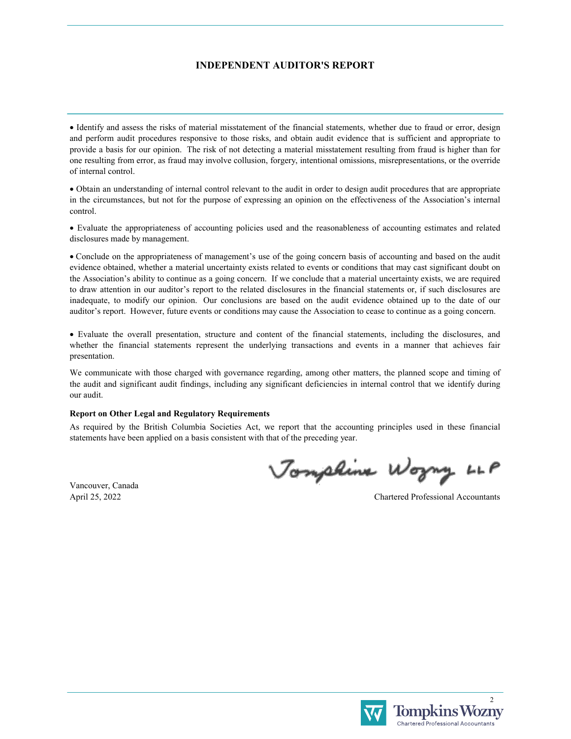# INDEPENDENT AUDITOR'S REPORT

- Identify and assess the risks of material misstatement of the financial statements, whether due to fraud or error, design and perform audit procedures responsive to those risks, and obtain audit evidence that is sufficient and appropriate to provide a basis for our opinion. The risk of not detecting a material misstatement resulting from fraud is higher than for one resulting from error, as fraud may involve collusion, forgery, intentional omissions, misrepresentations, or the override of internal control.

- Obtain an understanding of internal control relevant to the audit in order to design audit procedures that are appropriate in the circumstances, but not for the purpose of expressing an opinion on the effectiveness of the Association's internal control.

- Evaluate the appropriateness of accounting policies used and the reasonableness of accounting estimates and related disclosures made by management.

- Conclude on the appropriateness of management's use of the going concern basis of accounting and based on the audit evidence obtained, whether a material uncertainty exists related to events or conditions that may cast significant doubt on the Association's ability to continue as a going concern. If we conclude that a material uncertainty exists, we are required to draw attention in our auditor's report to the related disclosures in the financial statements or, if such disclosures are inadequate, to modify our opinion. Our conclusions are based on the audit evidence obtained up to the date of our auditor's report. However, future events or conditions may cause the Association to cease to continue as a going concern.

- Evaluate the overall presentation, structure and content of the financial statements, including the disclosures, and whether the financial statements represent the underlying transactions and events in a manner that achieves fair presentation.

We communicate with those charged with governance regarding, among other matters, the planned scope and timing of the audit and significant audit findings, including any significant deficiencies in internal control that we identify during our audit.

**Report on Other Legal and Regulatory Requirements**

As required by the British Columbia Societies Act, we report that the accounting principles used in these financial statements have been applied on a basis consistent with that of the preceding year.

Tompkins Wozny LLP

Vancouver, Canada
April 25, 2022

Chartered Professional Accountants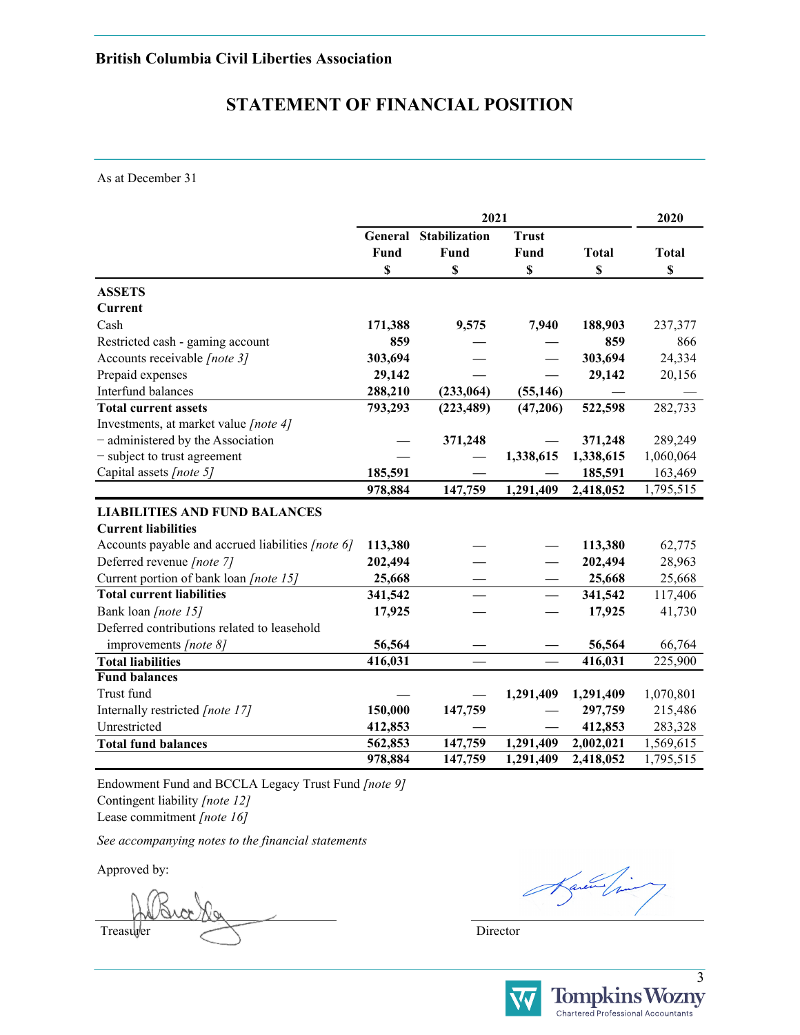**British Columbia Civil Liberties Association**

# STATEMENT OF FINANCIAL POSITION

As at December 31

| | 2021 | | | | 2020 |
|---|---|---|---|---|---|
| | General Fund $ | Stabilization Fund $ | Trust Fund $ | Total $ | Total $ |
| **ASSETS** | | | | | |
| **Current** | | | | | |
| Cash | **171,388** | **9,575** | **7,940** | **188,903** | 237,377 |
| Restricted cash - gaming account | **859** | — | — | **859** | 866 |
| Accounts receivable *[note 3]* | **303,694** | — | — | **303,694** | 24,334 |
| Prepaid expenses | **29,142** | — | — | **29,142** | 20,156 |
| Interfund balances | **288,210** | **(233,064)** | **(55,146)** | — | — |
| **Total current assets** | **793,293** | **(223,489)** | **(47,206)** | **522,598** | 282,733 |
| Investments, at market value *[note 4]* | | | | | |
| − administered by the Association | — | **371,248** | — | **371,248** | 289,249 |
| − subject to trust agreement | — | — | **1,338,615** | **1,338,615** | 1,060,064 |
| Capital assets *[note 5]* | **185,591** | — | — | **185,591** | 163,469 |
| | **978,884** | **147,759** | **1,291,409** | **2,418,052** | 1,795,515 |
| **LIABILITIES AND FUND BALANCES** | | | | | |
| **Current liabilities** | | | | | |
| Accounts payable and accrued liabilities *[note 6]* | **113,380** | — | — | **113,380** | 62,775 |
| Deferred revenue *[note 7]* | **202,494** | — | — | **202,494** | 28,963 |
| Current portion of bank loan *[note 15]* | **25,668** | — | — | **25,668** | 25,668 |
| **Total current liabilities** | **341,542** | — | — | **341,542** | 117,406 |
| Bank loan *[note 15]* | **17,925** | — | — | **17,925** | 41,730 |
| Deferred contributions related to leasehold improvements *[note 8]* | **56,564** | — | — | **56,564** | 66,764 |
| **Total liabilities** | **416,031** | — | — | **416,031** | 225,900 |
| **Fund balances** | | | | | |
| Trust fund | — | — | **1,291,409** | **1,291,409** | 1,070,801 |
| Internally restricted *[note 17]* | **150,000** | **147,759** | — | **297,759** | 215,486 |
| Unrestricted | **412,853** | — | — | **412,853** | 283,328 |
| **Total fund balances** | **562,853** | **147,759** | **1,291,409** | **2,002,021** | 1,569,615 |
| | **978,884** | **147,759** | **1,291,409** | **2,418,052** | 1,795,515 |

Endowment Fund and BCCLA Legacy Trust Fund *[note 9]*
Contingent liability *[note 12]*
Lease commitment *[note 16]*

*See accompanying notes to the financial statements*

Approved by:

Treasurer

Director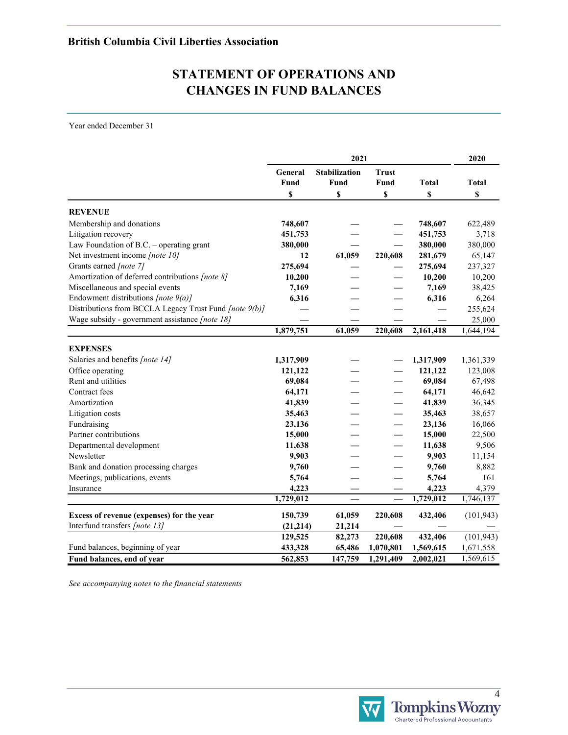**British Columbia Civil Liberties Association**

# STATEMENT OF OPERATIONS AND CHANGES IN FUND BALANCES

Year ended December 31

| | 2021 | | | | 2020 |
|---|---|---|---|---|---|
| | General Fund<br>$ | Stabilization Fund<br>$ | Trust Fund<br>$ | Total<br>$ | Total<br>$ |
| **REVENUE** | | | | | |
| Membership and donations | **748,607** | — | — | **748,607** | 622,489 |
| Litigation recovery | **451,753** | — | — | **451,753** | 3,718 |
| Law Foundation of B.C. – operating grant | **380,000** | — | — | **380,000** | 380,000 |
| Net investment income *[note 10]* | **12** | **61,059** | **220,608** | **281,679** | 65,147 |
| Grants earned *[note 7]* | **275,694** | — | — | **275,694** | 237,327 |
| Amortization of deferred contributions *[note 8]* | **10,200** | — | — | **10,200** | 10,200 |
| Miscellaneous and special events | **7,169** | — | — | **7,169** | 38,425 |
| Endowment distributions *[note 9(a)]* | **6,316** | — | — | **6,316** | 6,264 |
| Distributions from BCCLA Legacy Trust Fund *[note 9(b)]* | — | — | — | — | 255,624 |
| Wage subsidy - government assistance *[note 18]* | — | — | — | — | 25,000 |
| | **1,879,751** | **61,059** | **220,608** | **2,161,418** | 1,644,194 |
| **EXPENSES** | | | | | |
| Salaries and benefits *[note 14]* | **1,317,909** | — | — | **1,317,909** | 1,361,339 |
| Office operating | **121,122** | — | — | **121,122** | 123,008 |
| Rent and utilities | **69,084** | — | — | **69,084** | 67,498 |
| Contract fees | **64,171** | — | — | **64,171** | 46,642 |
| Amortization | **41,839** | — | — | **41,839** | 36,345 |
| Litigation costs | **35,463** | — | — | **35,463** | 38,657 |
| Fundraising | **23,136** | — | — | **23,136** | 16,066 |
| Partner contributions | **15,000** | — | — | **15,000** | 22,500 |
| Departmental development | **11,638** | — | — | **11,638** | 9,506 |
| Newsletter | **9,903** | — | — | **9,903** | 11,154 |
| Bank and donation processing charges | **9,760** | — | — | **9,760** | 8,882 |
| Meetings, publications, events | **5,764** | — | — | **5,764** | 161 |
| Insurance | **4,223** | — | — | **4,223** | 4,379 |
| | **1,729,012** | — | — | **1,729,012** | 1,746,137 |
| **Excess of revenue (expenses) for the year** | **150,739** | **61,059** | **220,608** | **432,406** | (101,943) |
| Interfund transfers *[note 13]* | **(21,214)** | **21,214** | — | — | — |
| | **129,525** | **82,273** | **220,608** | **432,406** | (101,943) |
| Fund balances, beginning of year | **433,328** | **65,486** | **1,070,801** | **1,569,615** | 1,671,558 |
| **Fund balances, end of year** | **562,853** | **147,759** | **1,291,409** | **2,002,021** | 1,569,615 |

*See accompanying notes to the financial statements*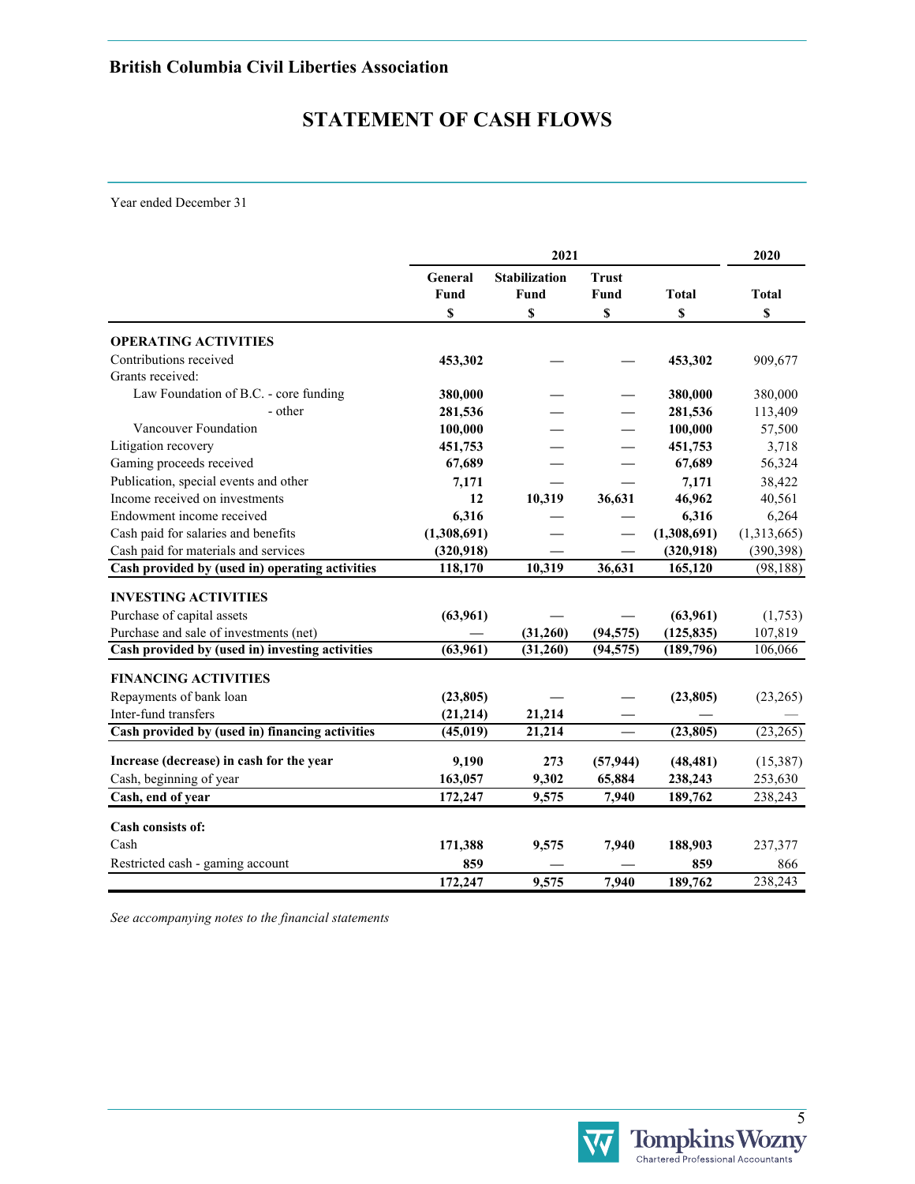## British Columbia Civil Liberties Association

# STATEMENT OF CASH FLOWS

Year ended December 31

| | 2021 | | | | 2020 |
|---|---|---|---|---|---|
| | General Fund | Stabilization Fund | Trust Fund | Total | Total |
| | $ | $ | $ | $ | $ |
| **OPERATING ACTIVITIES** | | | | | |
| Contributions received | **453,302** | — | — | **453,302** | 909,677 |
| Grants received: | | | | | |
| Law Foundation of B.C. - core funding | **380,000** | — | — | **380,000** | 380,000 |
| - other | **281,536** | — | — | **281,536** | 113,409 |
| Vancouver Foundation | **100,000** | — | — | **100,000** | 57,500 |
| Litigation recovery | **451,753** | — | — | **451,753** | 3,718 |
| Gaming proceeds received | **67,689** | — | — | **67,689** | 56,324 |
| Publication, special events and other | **7,171** | — | — | **7,171** | 38,422 |
| Income received on investments | **12** | **10,319** | **36,631** | **46,962** | 40,561 |
| Endowment income received | **6,316** | — | — | **6,316** | 6,264 |
| Cash paid for salaries and benefits | **(1,308,691)** | — | — | **(1,308,691)** | (1,313,665) |
| Cash paid for materials and services | **(320,918)** | — | — | **(320,918)** | (390,398) |
| **Cash provided by (used in) operating activities** | **118,170** | **10,319** | **36,631** | **165,120** | (98,188) |
| **INVESTING ACTIVITIES** | | | | | |
| Purchase of capital assets | **(63,961)** | — | — | **(63,961)** | (1,753) |
| Purchase and sale of investments (net) | — | **(31,260)** | **(94,575)** | **(125,835)** | 107,819 |
| **Cash provided by (used in) investing activities** | **(63,961)** | **(31,260)** | **(94,575)** | **(189,796)** | 106,066 |
| **FINANCING ACTIVITIES** | | | | | |
| Repayments of bank loan | **(23,805)** | — | — | **(23,805)** | (23,265) |
| Inter-fund transfers | **(21,214)** | **21,214** | — | — | — |
| **Cash provided by (used in) financing activities** | **(45,019)** | **21,214** | — | **(23,805)** | (23,265) |
| **Increase (decrease) in cash for the year** | **9,190** | **273** | **(57,944)** | **(48,481)** | (15,387) |
| Cash, beginning of year | **163,057** | **9,302** | **65,884** | **238,243** | 253,630 |
| **Cash, end of year** | **172,247** | **9,575** | **7,940** | **189,762** | 238,243 |
| **Cash consists of:** | | | | | |
| Cash | **171,388** | **9,575** | **7,940** | **188,903** | 237,377 |
| Restricted cash - gaming account | **859** | — | — | **859** | 866 |
| | **172,247** | **9,575** | **7,940** | **189,762** | 238,243 |

*See accompanying notes to the financial statements*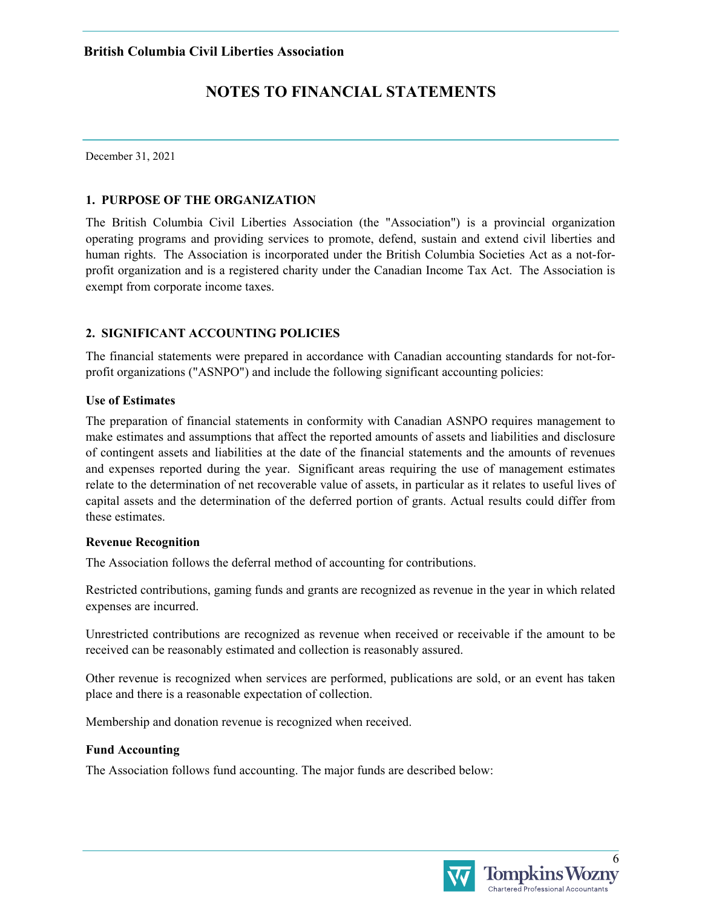## NOTES TO FINANCIAL STATEMENTS

December 31, 2021

### 1. PURPOSE OF THE ORGANIZATION

The British Columbia Civil Liberties Association (the "Association") is a provincial organization operating programs and providing services to promote, defend, sustain and extend civil liberties and human rights. The Association is incorporated under the British Columbia Societies Act as a not-for-profit organization and is a registered charity under the Canadian Income Tax Act. The Association is exempt from corporate income taxes.

### 2. SIGNIFICANT ACCOUNTING POLICIES

The financial statements were prepared in accordance with Canadian accounting standards for not-for-profit organizations ("ASNPO") and include the following significant accounting policies:

**Use of Estimates**

The preparation of financial statements in conformity with Canadian ASNPO requires management to make estimates and assumptions that affect the reported amounts of assets and liabilities and disclosure of contingent assets and liabilities at the date of the financial statements and the amounts of revenues and expenses reported during the year. Significant areas requiring the use of management estimates relate to the determination of net recoverable value of assets, in particular as it relates to useful lives of capital assets and the determination of the deferred portion of grants. Actual results could differ from these estimates.

**Revenue Recognition**

The Association follows the deferral method of accounting for contributions.

Restricted contributions, gaming funds and grants are recognized as revenue in the year in which related expenses are incurred.

Unrestricted contributions are recognized as revenue when received or receivable if the amount to be received can be reasonably estimated and collection is reasonably assured.

Other revenue is recognized when services are performed, publications are sold, or an event has taken place and there is a reasonable expectation of collection.

Membership and donation revenue is recognized when received.

**Fund Accounting**

The Association follows fund accounting. The major funds are described below: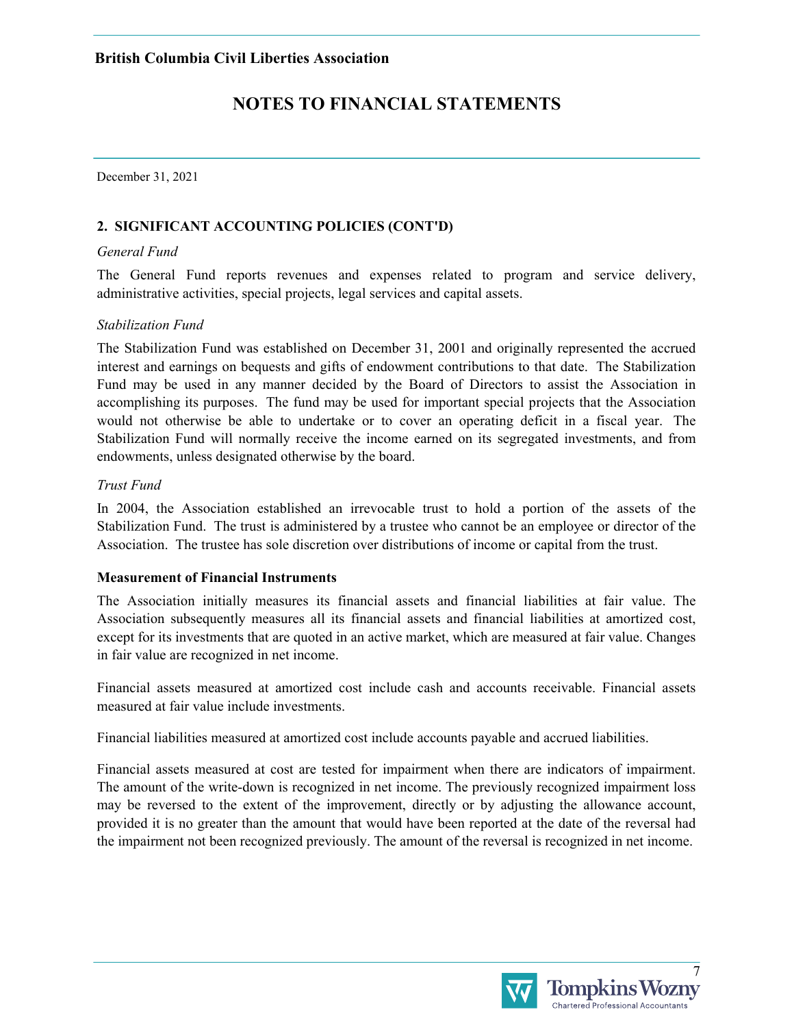December 31, 2021

## 2. SIGNIFICANT ACCOUNTING POLICIES (CONT'D)

*General Fund*

The General Fund reports revenues and expenses related to program and service delivery, administrative activities, special projects, legal services and capital assets.

*Stabilization Fund*

The Stabilization Fund was established on December 31, 2001 and originally represented the accrued interest and earnings on bequests and gifts of endowment contributions to that date. The Stabilization Fund may be used in any manner decided by the Board of Directors to assist the Association in accomplishing its purposes. The fund may be used for important special projects that the Association would not otherwise be able to undertake or to cover an operating deficit in a fiscal year. The Stabilization Fund will normally receive the income earned on its segregated investments, and from endowments, unless designated otherwise by the board.

*Trust Fund*

In 2004, the Association established an irrevocable trust to hold a portion of the assets of the Stabilization Fund. The trust is administered by a trustee who cannot be an employee or director of the Association. The trustee has sole discretion over distributions of income or capital from the trust.

**Measurement of Financial Instruments**

The Association initially measures its financial assets and financial liabilities at fair value. The Association subsequently measures all its financial assets and financial liabilities at amortized cost, except for its investments that are quoted in an active market, which are measured at fair value. Changes in fair value are recognized in net income.

Financial assets measured at amortized cost include cash and accounts receivable. Financial assets measured at fair value include investments.

Financial liabilities measured at amortized cost include accounts payable and accrued liabilities.

Financial assets measured at cost are tested for impairment when there are indicators of impairment. The amount of the write-down is recognized in net income. The previously recognized impairment loss may be reversed to the extent of the improvement, directly or by adjusting the allowance account, provided it is no greater than the amount that would have been reported at the date of the reversal had the impairment not been recognized previously. The amount of the reversal is recognized in net income.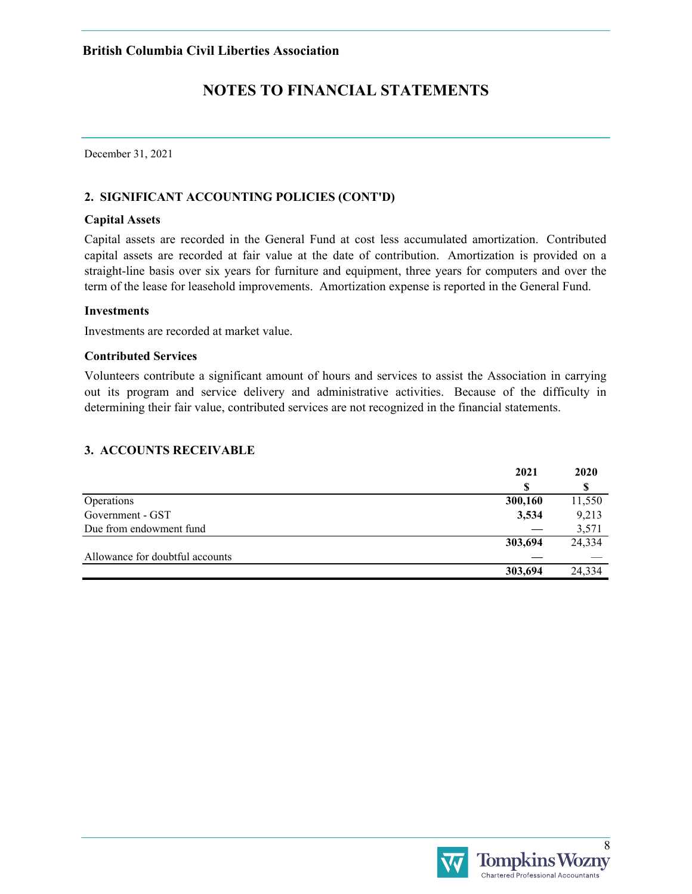**British Columbia Civil Liberties Association**

# NOTES TO FINANCIAL STATEMENTS

December 31, 2021

## 2. SIGNIFICANT ACCOUNTING POLICIES (CONT'D)

### Capital Assets

Capital assets are recorded in the General Fund at cost less accumulated amortization. Contributed capital assets are recorded at fair value at the date of contribution. Amortization is provided on a straight-line basis over six years for furniture and equipment, three years for computers and over the term of the lease for leasehold improvements. Amortization expense is reported in the General Fund.

### Investments

Investments are recorded at market value.

### Contributed Services

Volunteers contribute a significant amount of hours and services to assist the Association in carrying out its program and service delivery and administrative activities. Because of the difficulty in determining their fair value, contributed services are not recognized in the financial statements.

## 3. ACCOUNTS RECEIVABLE

| | **2021** | **2020** |
|---|---|---|
| | **$** | **$** |
| Operations | **300,160** | 11,550 |
| Government - GST | **3,534** | 9,213 |
| Due from endowment fund | **—** | 3,571 |
| | **303,694** | 24,334 |
| Allowance for doubtful accounts | **—** | — |
| | **303,694** | 24,334 |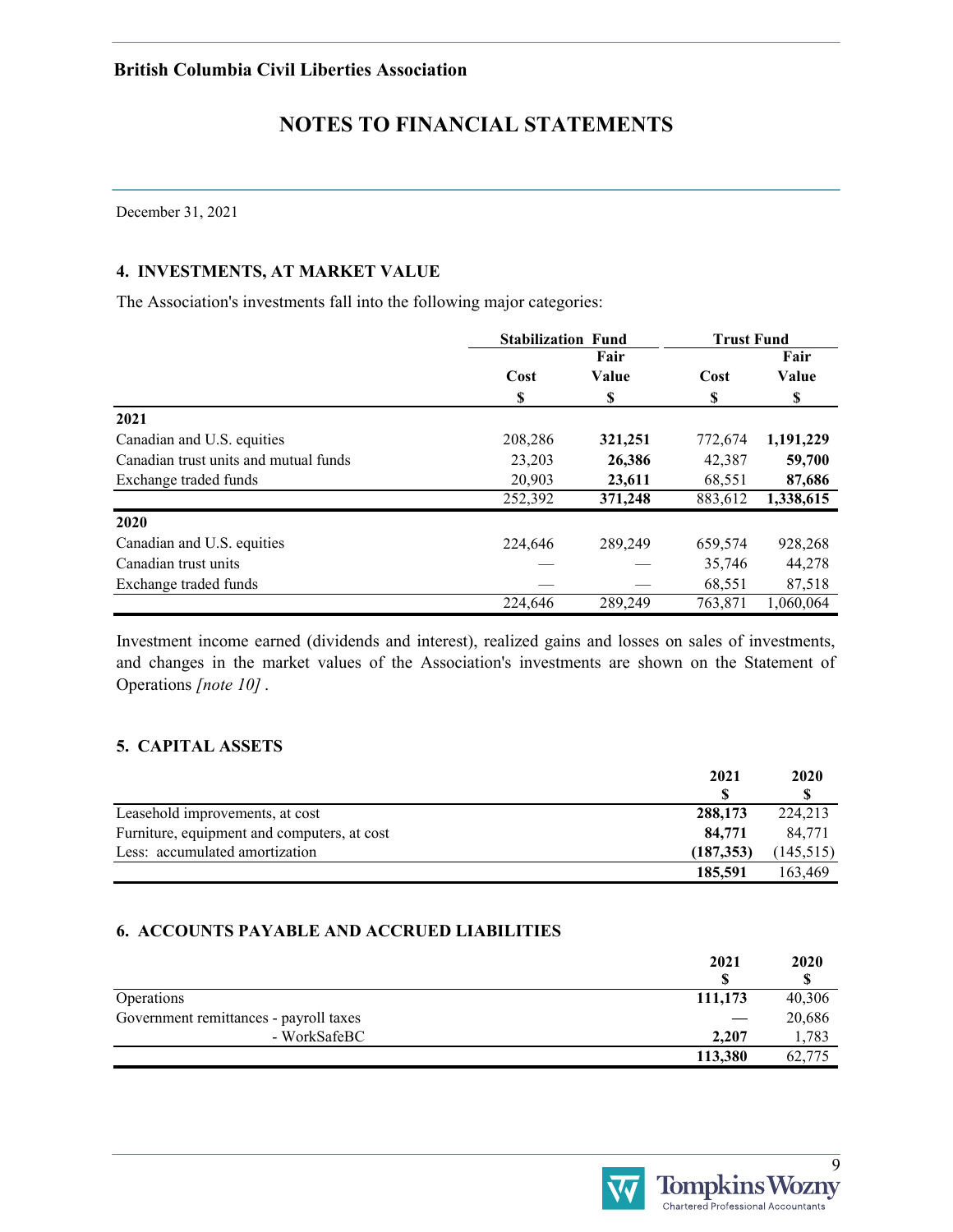British Columbia Civil Liberties Association

# NOTES TO FINANCIAL STATEMENTS

December 31, 2021

## 4. INVESTMENTS, AT MARKET VALUE

The Association's investments fall into the following major categories:

| | Stabilization Fund | | Trust Fund | |
|---|---|---|---|---|
| | Cost | Fair Value | Cost | Fair Value |
| | $ | $ | $ | $ |
| **2021** | | | | |
| Canadian and U.S. equities | 208,286 | **321,251** | 772,674 | **1,191,229** |
| Canadian trust units and mutual funds | 23,203 | **26,386** | 42,387 | **59,700** |
| Exchange traded funds | 20,903 | **23,611** | 68,551 | **87,686** |
| | 252,392 | **371,248** | 883,612 | **1,338,615** |
| **2020** | | | | |
| Canadian and U.S. equities | 224,646 | 289,249 | 659,574 | 928,268 |
| Canadian trust units | — | — | 35,746 | 44,278 |
| Exchange traded funds | — | — | 68,551 | 87,518 |
| | 224,646 | 289,249 | 763,871 | 1,060,064 |

Investment income earned (dividends and interest), realized gains and losses on sales of investments, and changes in the market values of the Association's investments are shown on the Statement of Operations *[note 10]* .

## 5. CAPITAL ASSETS

| | 2021 | 2020 |
|---|---|---|
| | $ | $ |
| Leasehold improvements, at cost | **288,173** | 224,213 |
| Furniture, equipment and computers, at cost | **84,771** | 84,771 |
| Less: accumulated amortization | **(187,353)** | (145,515) |
| | **185,591** | 163,469 |

## 6. ACCOUNTS PAYABLE AND ACCRUED LIABILITIES

| | 2021 | 2020 |
|---|---|---|
| | $ | $ |
| Operations | **111,173** | 40,306 |
| Government remittances - payroll taxes | — | 20,686 |
| - WorkSafeBC | **2,207** | 1,783 |
| | **113,380** | 62,775 |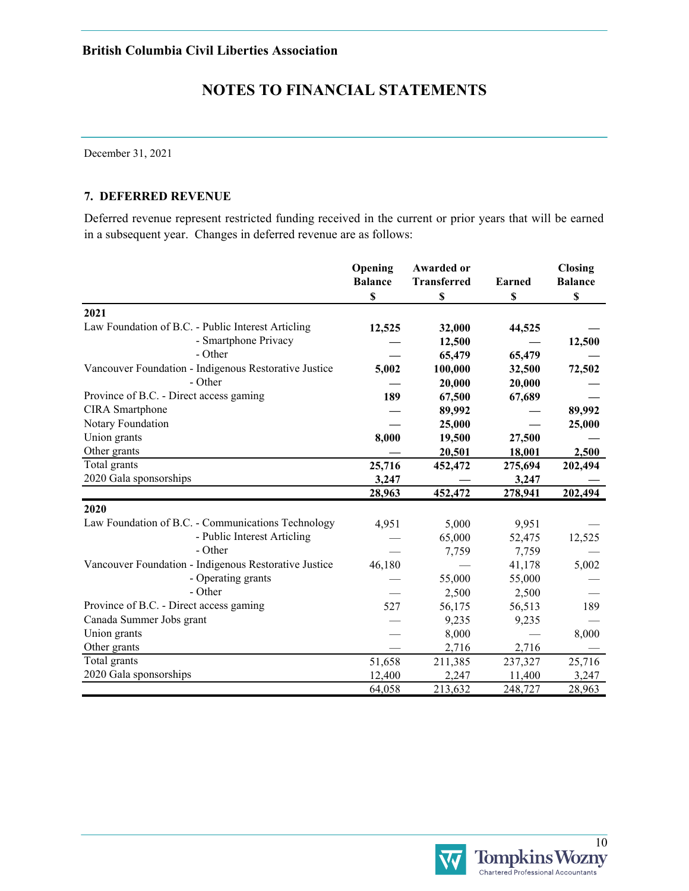**British Columbia Civil Liberties Association**

# NOTES TO FINANCIAL STATEMENTS

December 31, 2021

## 7. DEFERRED REVENUE

Deferred revenue represent restricted funding received in the current or prior years that will be earned in a subsequent year. Changes in deferred revenue are as follows:

| | Opening Balance $ | Awarded or Transferred $ | Earned $ | Closing Balance $ |
|---|---|---|---|---|
| **2021** | | | | |
| Law Foundation of B.C. - Public Interest Articling | **12,525** | **32,000** | **44,525** | **—** |
| - Smartphone Privacy | **—** | **12,500** | **—** | **12,500** |
| - Other | **—** | **65,479** | **65,479** | **—** |
| Vancouver Foundation - Indigenous Restorative Justice | **5,002** | **100,000** | **32,500** | **72,502** |
| - Other | **—** | **20,000** | **20,000** | **—** |
| Province of B.C. - Direct access gaming | **189** | **67,500** | **67,689** | **—** |
| CIRA Smartphone | **—** | **89,992** | **—** | **89,992** |
| Notary Foundation | **—** | **25,000** | **—** | **25,000** |
| Union grants | **8,000** | **19,500** | **27,500** | **—** |
| Other grants | **—** | **20,501** | **18,001** | **2,500** |
| Total grants | **25,716** | **452,472** | **275,694** | **202,494** |
| 2020 Gala sponsorships | **3,247** | **—** | **3,247** | **—** |
| | **28,963** | **452,472** | **278,941** | **202,494** |
| **2020** | | | | |
| Law Foundation of B.C. - Communications Technology | 4,951 | 5,000 | 9,951 | — |
| - Public Interest Articling | — | 65,000 | 52,475 | 12,525 |
| - Other | — | 7,759 | 7,759 | — |
| Vancouver Foundation - Indigenous Restorative Justice | 46,180 | — | 41,178 | 5,002 |
| - Operating grants | — | 55,000 | 55,000 | — |
| - Other | — | 2,500 | 2,500 | — |
| Province of B.C. - Direct access gaming | 527 | 56,175 | 56,513 | 189 |
| Canada Summer Jobs grant | — | 9,235 | 9,235 | — |
| Union grants | — | 8,000 | — | 8,000 |
| Other grants | — | 2,716 | 2,716 | — |
| Total grants | 51,658 | 211,385 | 237,327 | 25,716 |
| 2020 Gala sponsorships | 12,400 | 2,247 | 11,400 | 3,247 |
| | 64,058 | 213,632 | 248,727 | 28,963 |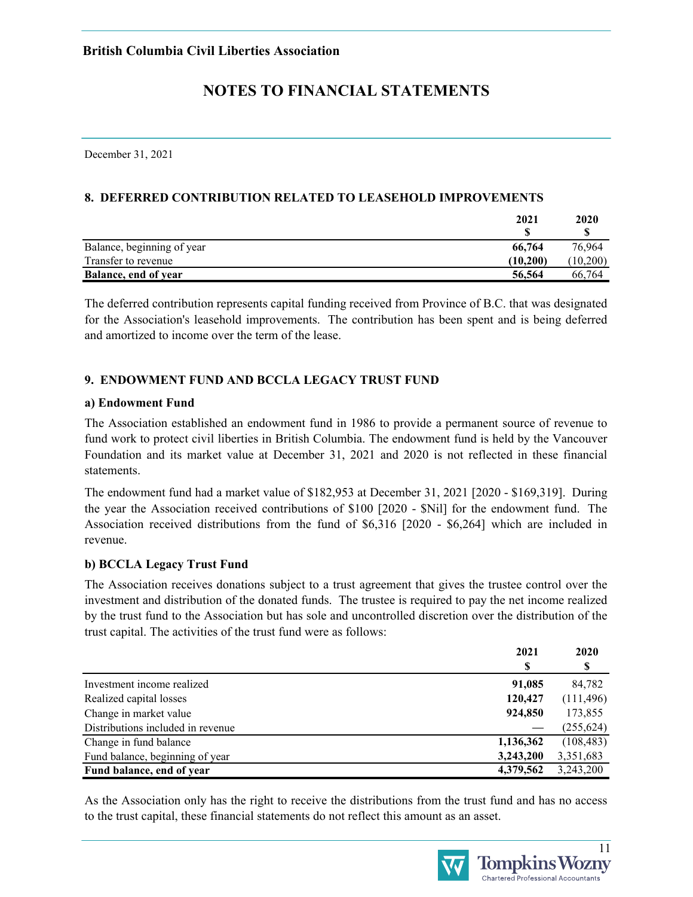**British Columbia Civil Liberties Association**

# NOTES TO FINANCIAL STATEMENTS

December 31, 2021

## 8. DEFERRED CONTRIBUTION RELATED TO LEASEHOLD IMPROVEMENTS

| | 2021 $ | 2020 $ |
|---|---|---|
| Balance, beginning of year | **66,764** | 76,964 |
| Transfer to revenue | **(10,200)** | (10,200) |
| **Balance, end of year** | **56,564** | 66,764 |

The deferred contribution represents capital funding received from Province of B.C. that was designated for the Association's leasehold improvements. The contribution has been spent and is being deferred and amortized to income over the term of the lease.

## 9. ENDOWMENT FUND AND BCCLA LEGACY TRUST FUND

### a) Endowment Fund

The Association established an endowment fund in 1986 to provide a permanent source of revenue to fund work to protect civil liberties in British Columbia. The endowment fund is held by the Vancouver Foundation and its market value at December 31, 2021 and 2020 is not reflected in these financial statements.

The endowment fund had a market value of $182,953 at December 31, 2021 [2020 - $169,319]. During the year the Association received contributions of $100 [2020 - $Nil] for the endowment fund. The Association received distributions from the fund of $6,316 [2020 - $6,264] which are included in revenue.

### b) BCCLA Legacy Trust Fund

The Association receives donations subject to a trust agreement that gives the trustee control over the investment and distribution of the donated funds. The trustee is required to pay the net income realized by the trust fund to the Association but has sole and uncontrolled discretion over the distribution of the trust capital. The activities of the trust fund were as follows:

| | 2021 $ | 2020 $ |
|---|---|---|
| Investment income realized | **91,085** | 84,782 |
| Realized capital losses | **120,427** | (111,496) |
| Change in market value | **924,850** | 173,855 |
| Distributions included in revenue | **—** | (255,624) |
| Change in fund balance | **1,136,362** | (108,483) |
| Fund balance, beginning of year | **3,243,200** | 3,351,683 |
| **Fund balance, end of year** | **4,379,562** | 3,243,200 |

As the Association only has the right to receive the distributions from the trust fund and has no access to the trust capital, these financial statements do not reflect this amount as an asset.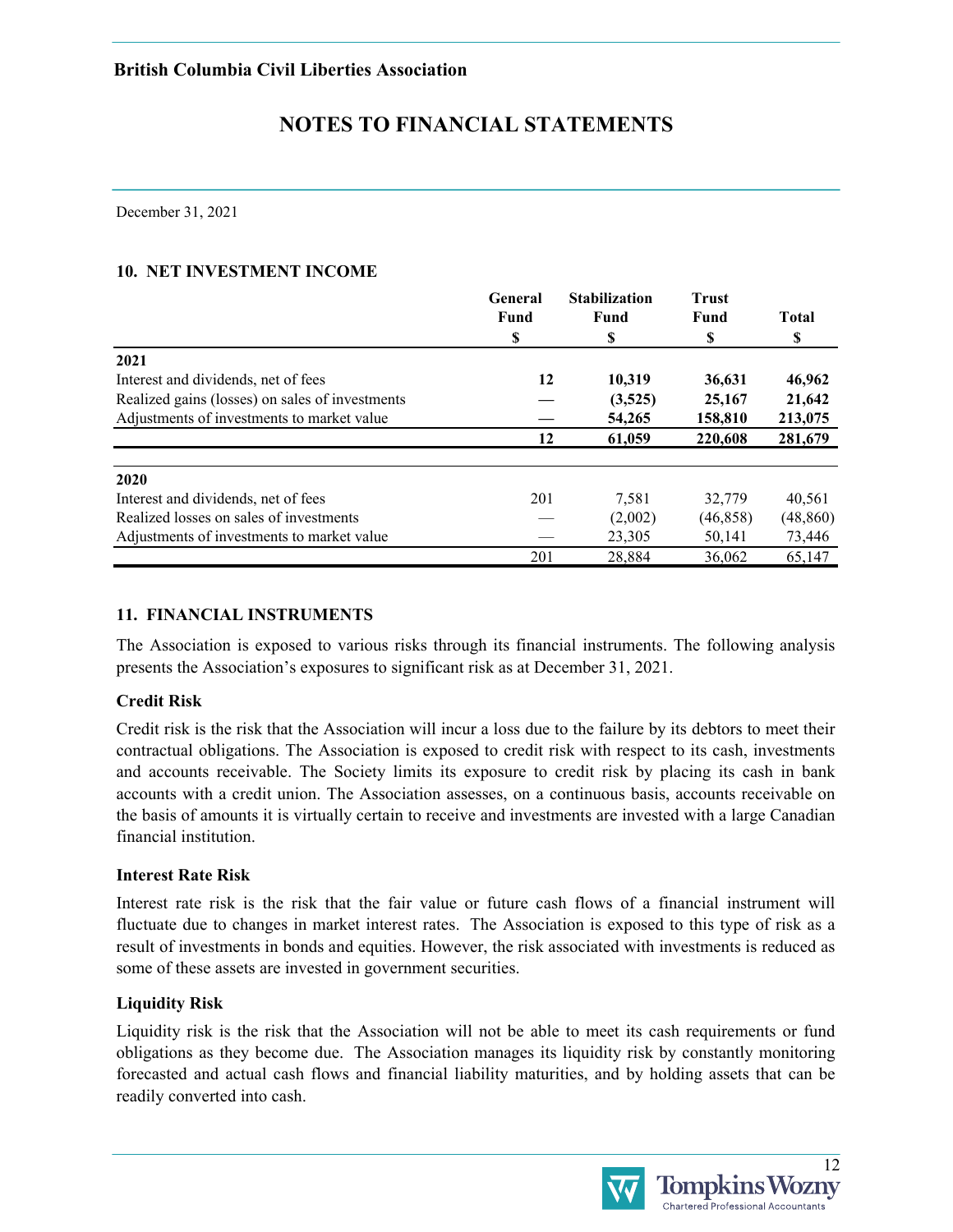British Columbia Civil Liberties Association

# NOTES TO FINANCIAL STATEMENTS

December 31, 2021

## 10. NET INVESTMENT INCOME

| | General Fund $ | Stabilization Fund $ | Trust Fund $ | Total $ |
|---|---|---|---|---|
| **2021** | | | | |
| Interest and dividends, net of fees | **12** | **10,319** | **36,631** | **46,962** |
| Realized gains (losses) on sales of investments | **—** | **(3,525)** | **25,167** | **21,642** |
| Adjustments of investments to market value | **—** | **54,265** | **158,810** | **213,075** |
| | **12** | **61,059** | **220,608** | **281,679** |
| **2020** | | | | |
| Interest and dividends, net of fees | 201 | 7,581 | 32,779 | 40,561 |
| Realized losses on sales of investments | — | (2,002) | (46,858) | (48,860) |
| Adjustments of investments to market value | — | 23,305 | 50,141 | 73,446 |
| | 201 | 28,884 | 36,062 | 65,147 |

## 11. FINANCIAL INSTRUMENTS

The Association is exposed to various risks through its financial instruments. The following analysis presents the Association's exposures to significant risk as at December 31, 2021.

### Credit Risk

Credit risk is the risk that the Association will incur a loss due to the failure by its debtors to meet their contractual obligations. The Association is exposed to credit risk with respect to its cash, investments and accounts receivable. The Society limits its exposure to credit risk by placing its cash in bank accounts with a credit union. The Association assesses, on a continuous basis, accounts receivable on the basis of amounts it is virtually certain to receive and investments are invested with a large Canadian financial institution.

### Interest Rate Risk

Interest rate risk is the risk that the fair value or future cash flows of a financial instrument will fluctuate due to changes in market interest rates. The Association is exposed to this type of risk as a result of investments in bonds and equities. However, the risk associated with investments is reduced as some of these assets are invested in government securities.

### Liquidity Risk

Liquidity risk is the risk that the Association will not be able to meet its cash requirements or fund obligations as they become due. The Association manages its liquidity risk by constantly monitoring forecasted and actual cash flows and financial liability maturities, and by holding assets that can be readily converted into cash.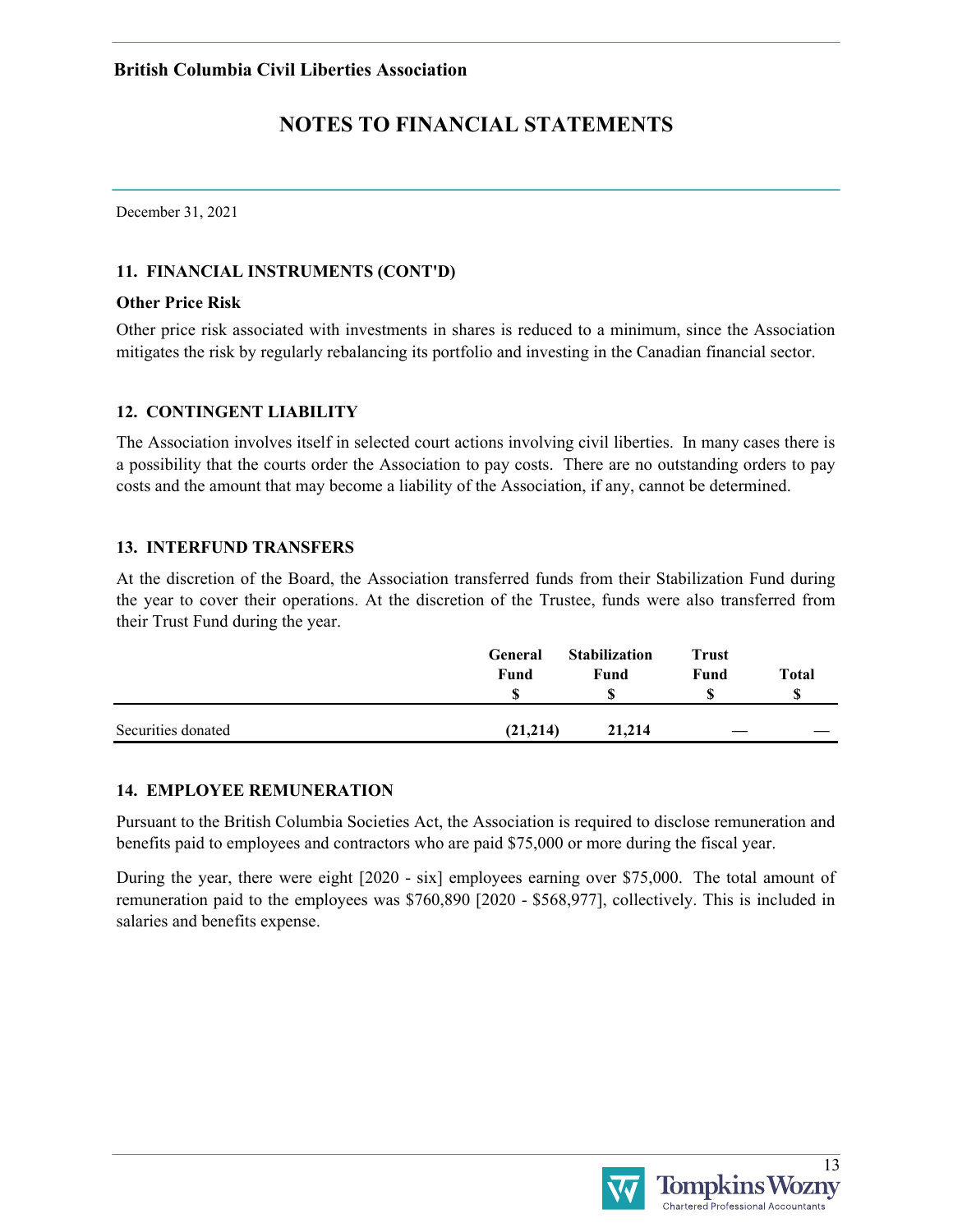**British Columbia Civil Liberties Association**

# NOTES TO FINANCIAL STATEMENTS

December 31, 2021

### 11. FINANCIAL INSTRUMENTS (CONT'D)

**Other Price Risk**

Other price risk associated with investments in shares is reduced to a minimum, since the Association mitigates the risk by regularly rebalancing its portfolio and investing in the Canadian financial sector.

### 12. CONTINGENT LIABILITY

The Association involves itself in selected court actions involving civil liberties. In many cases there is a possibility that the courts order the Association to pay costs. There are no outstanding orders to pay costs and the amount that may become a liability of the Association, if any, cannot be determined.

### 13. INTERFUND TRANSFERS

At the discretion of the Board, the Association transferred funds from their Stabilization Fund during the year to cover their operations. At the discretion of the Trustee, funds were also transferred from their Trust Fund during the year.

| | General Fund $ | Stabilization Fund $ | Trust Fund $ | Total $ |
|---|---|---|---|---|
| Securities donated | **(21,214)** | **21,214** | — | — |

### 14. EMPLOYEE REMUNERATION

Pursuant to the British Columbia Societies Act, the Association is required to disclose remuneration and benefits paid to employees and contractors who are paid $75,000 or more during the fiscal year.

During the year, there were eight [2020 - six] employees earning over $75,000. The total amount of remuneration paid to the employees was $760,890 [2020 - $568,977], collectively. This is included in salaries and benefits expense.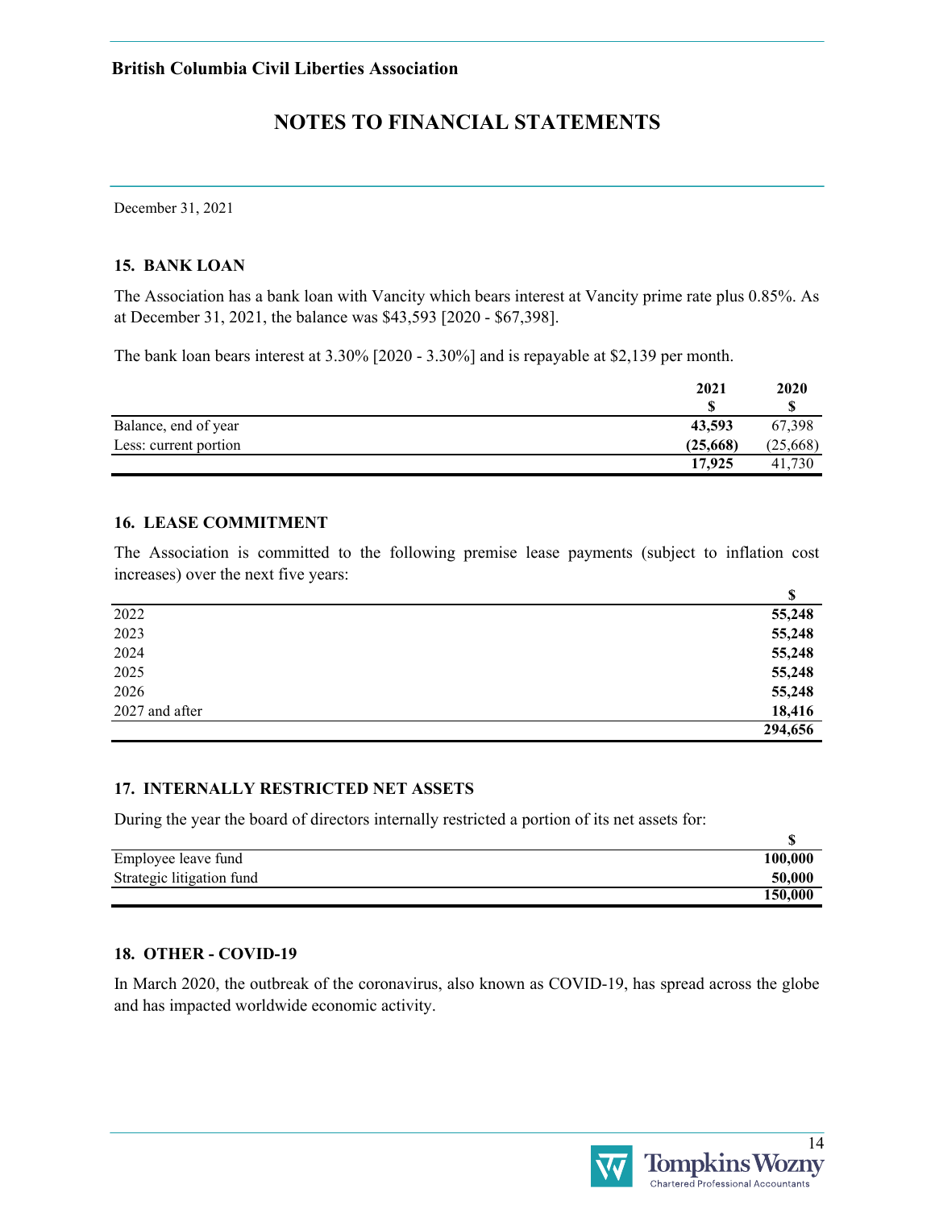**British Columbia Civil Liberties Association**

# NOTES TO FINANCIAL STATEMENTS

December 31, 2021

### 15. BANK LOAN

The Association has a bank loan with Vancity which bears interest at Vancity prime rate plus 0.85%. As at December 31, 2021, the balance was $43,593 [2020 - $67,398].

The bank loan bears interest at 3.30% [2020 - 3.30%] and is repayable at $2,139 per month.

| | 2021<br>$ | 2020<br>$ |
|---|---|---|
| Balance, end of year | **43,593** | 67,398 |
| Less: current portion | **(25,668)** | (25,668) |
| | **17,925** | 41,730 |

### 16. LEASE COMMITMENT

The Association is committed to the following premise lease payments (subject to inflation cost increases) over the next five years:

| | $ |
|---|---|
| 2022 | **55,248** |
| 2023 | **55,248** |
| 2024 | **55,248** |
| 2025 | **55,248** |
| 2026 | **55,248** |
| 2027 and after | **18,416** |
| | **294,656** |

### 17. INTERNALLY RESTRICTED NET ASSETS

During the year the board of directors internally restricted a portion of its net assets for:

| | $ |
|---|---|
| Employee leave fund | **100,000** |
| Strategic litigation fund | **50,000** |
| | **150,000** |

### 18. OTHER - COVID-19

In March 2020, the outbreak of the coronavirus, also known as COVID-19, has spread across the globe and has impacted worldwide economic activity.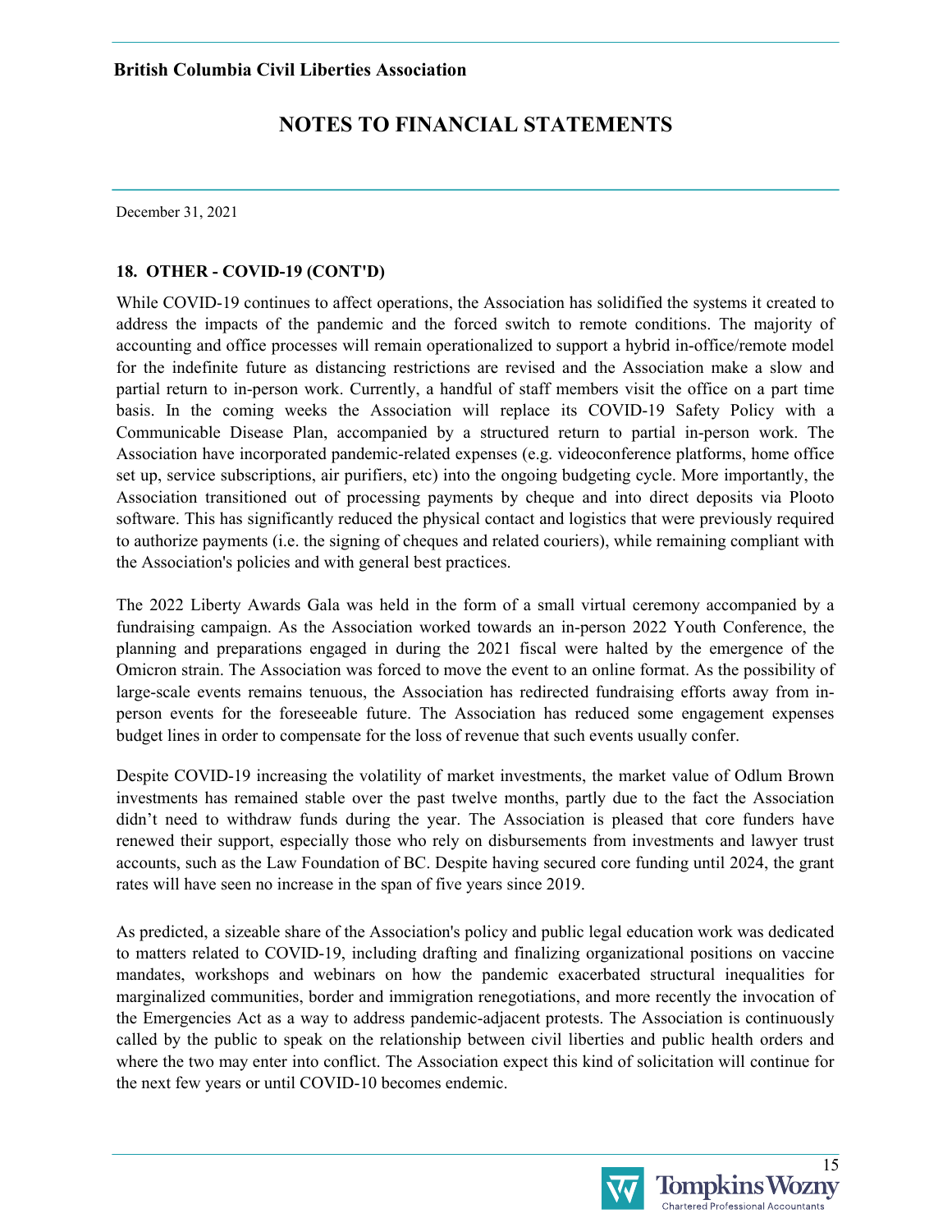## 18. OTHER - COVID-19 (CONT'D)

While COVID-19 continues to affect operations, the Association has solidified the systems it created to address the impacts of the pandemic and the forced switch to remote conditions. The majority of accounting and office processes will remain operationalized to support a hybrid in-office/remote model for the indefinite future as distancing restrictions are revised and the Association make a slow and partial return to in-person work. Currently, a handful of staff members visit the office on a part time basis. In the coming weeks the Association will replace its COVID-19 Safety Policy with a Communicable Disease Plan, accompanied by a structured return to partial in-person work. The Association have incorporated pandemic-related expenses (e.g. videoconference platforms, home office set up, service subscriptions, air purifiers, etc) into the ongoing budgeting cycle. More importantly, the Association transitioned out of processing payments by cheque and into direct deposits via Plooto software. This has significantly reduced the physical contact and logistics that were previously required to authorize payments (i.e. the signing of cheques and related couriers), while remaining compliant with the Association's policies and with general best practices.

The 2022 Liberty Awards Gala was held in the form of a small virtual ceremony accompanied by a fundraising campaign. As the Association worked towards an in-person 2022 Youth Conference, the planning and preparations engaged in during the 2021 fiscal were halted by the emergence of the Omicron strain. The Association was forced to move the event to an online format. As the possibility of large-scale events remains tenuous, the Association has redirected fundraising efforts away from in-person events for the foreseeable future. The Association has reduced some engagement expenses budget lines in order to compensate for the loss of revenue that such events usually confer.

Despite COVID-19 increasing the volatility of market investments, the market value of Odlum Brown investments has remained stable over the past twelve months, partly due to the fact the Association didn't need to withdraw funds during the year. The Association is pleased that core funders have renewed their support, especially those who rely on disbursements from investments and lawyer trust accounts, such as the Law Foundation of BC. Despite having secured core funding until 2024, the grant rates will have seen no increase in the span of five years since 2019.

As predicted, a sizeable share of the Association's policy and public legal education work was dedicated to matters related to COVID-19, including drafting and finalizing organizational positions on vaccine mandates, workshops and webinars on how the pandemic exacerbated structural inequalities for marginalized communities, border and immigration renegotiations, and more recently the invocation of the Emergencies Act as a way to address pandemic-adjacent protests. The Association is continuously called by the public to speak on the relationship between civil liberties and public health orders and where the two may enter into conflict. The Association expect this kind of solicitation will continue for the next few years or until COVID-10 becomes endemic.